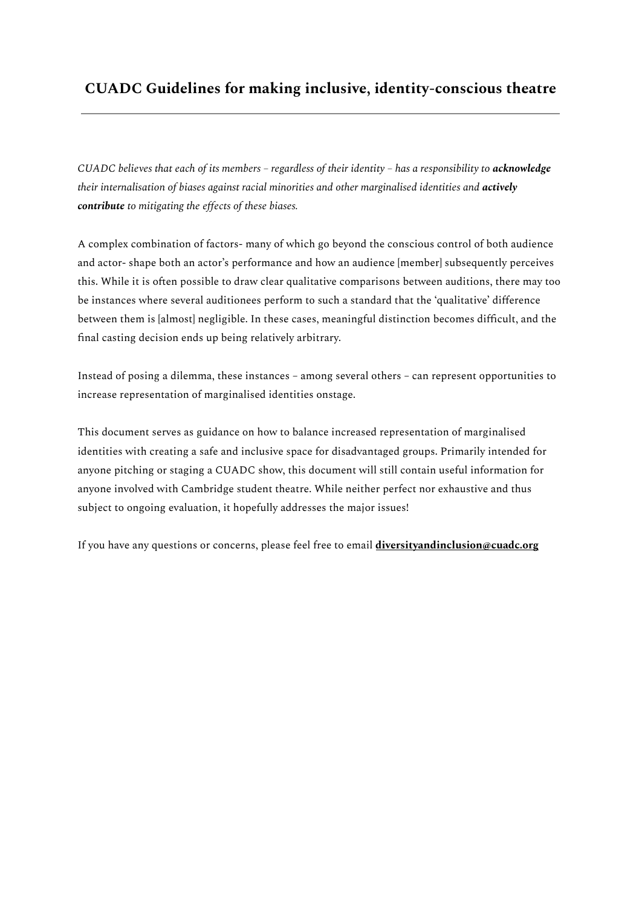# CUADC Guidelines for making inclusive, identity-conscious theatre

---

*CUADC believes that each of its members – regardless of their identity – has a responsibility to **acknowledge** their internalisation of biases against racial minorities and other marginalised identities and **actively contribute** to mitigating the effects of these biases.*

A complex combination of factors- many of which go beyond the conscious control of both audience and actor- shape both an actor's performance and how an audience [member] subsequently perceives this. While it is often possible to draw clear qualitative comparisons between auditions, there may too be instances where several auditionees perform to such a standard that the 'qualitative' difference between them is [almost] negligible. In these cases, meaningful distinction becomes difficult, and the final casting decision ends up being relatively arbitrary.

Instead of posing a dilemma, these instances – among several others – can represent opportunities to increase representation of marginalised identities onstage.

This document serves as guidance on how to balance increased representation of marginalised identities with creating a safe and inclusive space for disadvantaged groups. Primarily intended for anyone pitching or staging a CUADC show, this document will still contain useful information for anyone involved with Cambridge student theatre. While neither perfect nor exhaustive and thus subject to ongoing evaluation, it hopefully addresses the major issues!

If you have any questions or concerns, please feel free to email **diversityandinclusion@cuadc.org**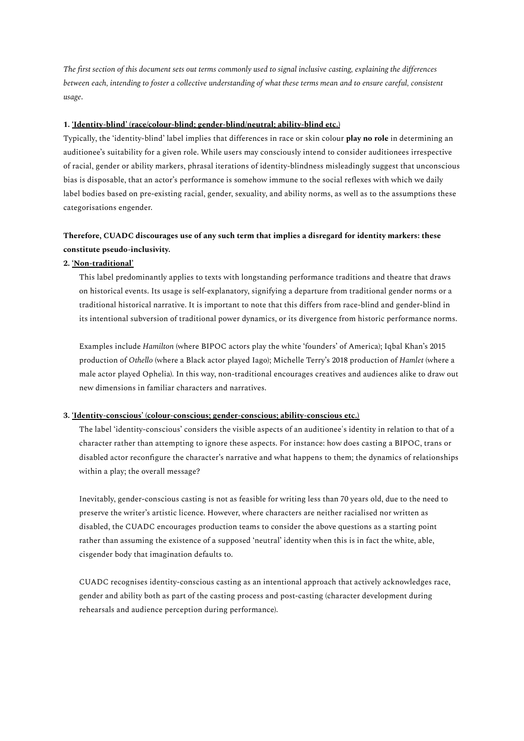*The first section of this document sets out terms commonly used to signal inclusive casting, explaining the differences between each, intending to foster a collective understanding of what these terms mean and to ensure careful, consistent usage.*

**1. 'Identity-blind' (race/colour-blind; gender-blind/neutral; ability-blind etc.)**

Typically, the 'identity-blind' label implies that differences in race or skin colour **play no role** in determining an auditionee's suitability for a given role. While users may consciously intend to consider auditionees irrespective of racial, gender or ability markers, phrasal iterations of identity-blindness misleadingly suggest that unconscious bias is disposable, that an actor's performance is somehow immune to the social reflexes with which we daily label bodies based on pre-existing racial, gender, sexuality, and ability norms, as well as to the assumptions these categorisations engender.

**Therefore, CUADC discourages use of any such term that implies a disregard for identity markers: these constitute pseudo-inclusivity.**

**2. 'Non-traditional'**

This label predominantly applies to texts with longstanding performance traditions and theatre that draws on historical events. Its usage is self-explanatory, signifying a departure from traditional gender norms or a traditional historical narrative. It is important to note that this differs from race-blind and gender-blind in its intentional subversion of traditional power dynamics, or its divergence from historic performance norms.

Examples include *Hamilton* (where BIPOC actors play the white 'founders' of America); Iqbal Khan's 2015 production of *Othello* (where a Black actor played Iago); Michelle Terry's 2018 production of *Hamlet* (where a male actor played Ophelia). In this way, non-traditional encourages creatives and audiences alike to draw out new dimensions in familiar characters and narratives.

**3. 'Identity-conscious' (colour-conscious; gender-conscious; ability-conscious etc.)**

The label 'identity-conscious' considers the visible aspects of an auditionee's identity in relation to that of a character rather than attempting to ignore these aspects. For instance: how does casting a BIPOC, trans or disabled actor reconfigure the character's narrative and what happens to them; the dynamics of relationships within a play; the overall message?

Inevitably, gender-conscious casting is not as feasible for writing less than 70 years old, due to the need to preserve the writer's artistic licence. However, where characters are neither racialised nor written as disabled, the CUADC encourages production teams to consider the above questions as a starting point rather than assuming the existence of a supposed 'neutral' identity when this is in fact the white, able, cisgender body that imagination defaults to.

CUADC recognises identity-conscious casting as an intentional approach that actively acknowledges race, gender and ability both as part of the casting process and post-casting (character development during rehearsals and audience perception during performance).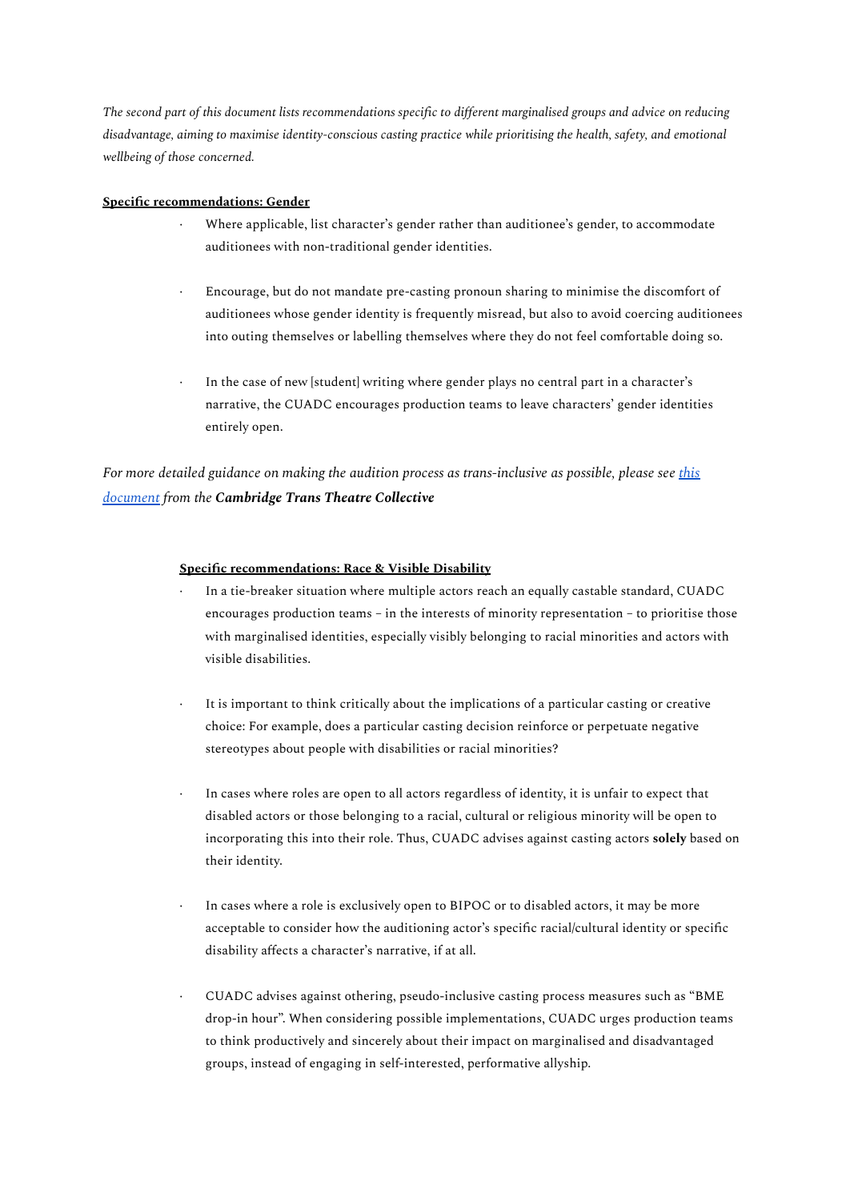*The second part of this document lists recommendations specific to different marginalised groups and advice on reducing disadvantage, aiming to maximise identity-conscious casting practice while prioritising the health, safety, and emotional wellbeing of those concerned.*

**Specific recommendations: Gender**

- Where applicable, list character's gender rather than auditionee's gender, to accommodate auditionees with non-traditional gender identities.
- Encourage, but do not mandate pre-casting pronoun sharing to minimise the discomfort of auditionees whose gender identity is frequently misread, but also to avoid coercing auditionees into outing themselves or labelling themselves where they do not feel comfortable doing so.
- In the case of new [student] writing where gender plays no central part in a character's narrative, the CUADC encourages production teams to leave characters' gender identities entirely open.

*For more detailed guidance on making the audition process as trans-inclusive as possible, please see this document from the* ***Cambridge Trans Theatre Collective***

**Specific recommendations: Race & Visible Disability**

- In a tie-breaker situation where multiple actors reach an equally castable standard, CUADC encourages production teams – in the interests of minority representation – to prioritise those with marginalised identities, especially visibly belonging to racial minorities and actors with visible disabilities.
- It is important to think critically about the implications of a particular casting or creative choice: For example, does a particular casting decision reinforce or perpetuate negative stereotypes about people with disabilities or racial minorities?
- In cases where roles are open to all actors regardless of identity, it is unfair to expect that disabled actors or those belonging to a racial, cultural or religious minority will be open to incorporating this into their role. Thus, CUADC advises against casting actors **solely** based on their identity.
- In cases where a role is exclusively open to BIPOC or to disabled actors, it may be more acceptable to consider how the auditioning actor's specific racial/cultural identity or specific disability affects a character's narrative, if at all.
- CUADC advises against othering, pseudo-inclusive casting process measures such as "BME drop-in hour". When considering possible implementations, CUADC urges production teams to think productively and sincerely about their impact on marginalised and disadvantaged groups, instead of engaging in self-interested, performative allyship.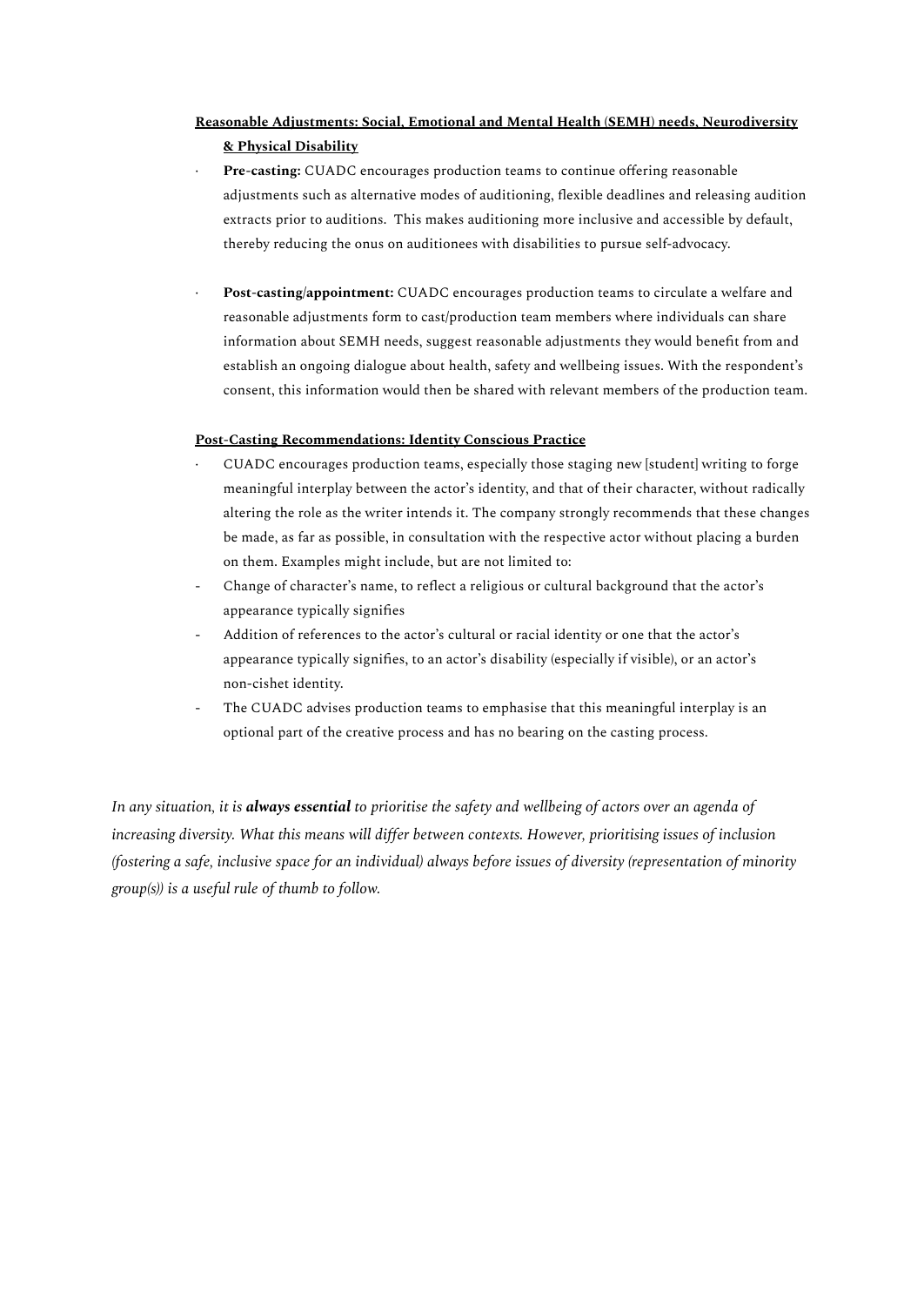**<u>Reasonable Adjustments: Social, Emotional and Mental Health (SEMH) needs, Neurodiversity & Physical Disability</u>**

- **Pre-casting:** CUADC encourages production teams to continue offering reasonable adjustments such as alternative modes of auditioning, flexible deadlines and releasing audition extracts prior to auditions. This makes auditioning more inclusive and accessible by default, thereby reducing the onus on auditionees with disabilities to pursue self-advocacy.

- **Post-casting/appointment:** CUADC encourages production teams to circulate a welfare and reasonable adjustments form to cast/production team members where individuals can share information about SEMH needs, suggest reasonable adjustments they would benefit from and establish an ongoing dialogue about health, safety and wellbeing issues. With the respondent's consent, this information would then be shared with relevant members of the production team.

**<u>Post-Casting Recommendations: Identity Conscious Practice</u>**

- CUADC encourages production teams, especially those staging new [student] writing to forge meaningful interplay between the actor's identity, and that of their character, without radically altering the role as the writer intends it. The company strongly recommends that these changes be made, as far as possible, in consultation with the respective actor without placing a burden on them. Examples might include, but are not limited to:
- Change of character's name, to reflect a religious or cultural background that the actor's appearance typically signifies
- Addition of references to the actor's cultural or racial identity or one that the actor's appearance typically signifies, to an actor's disability (especially if visible), or an actor's non-cishet identity.
- The CUADC advises production teams to emphasise that this meaningful interplay is an optional part of the creative process and has no bearing on the casting process.

*In any situation, it is **always essential** to prioritise the safety and wellbeing of actors over an agenda of increasing diversity. What this means will differ between contexts. However, prioritising issues of inclusion (fostering a safe, inclusive space for an individual) always before issues of diversity (representation of minority group(s)) is a useful rule of thumb to follow.*